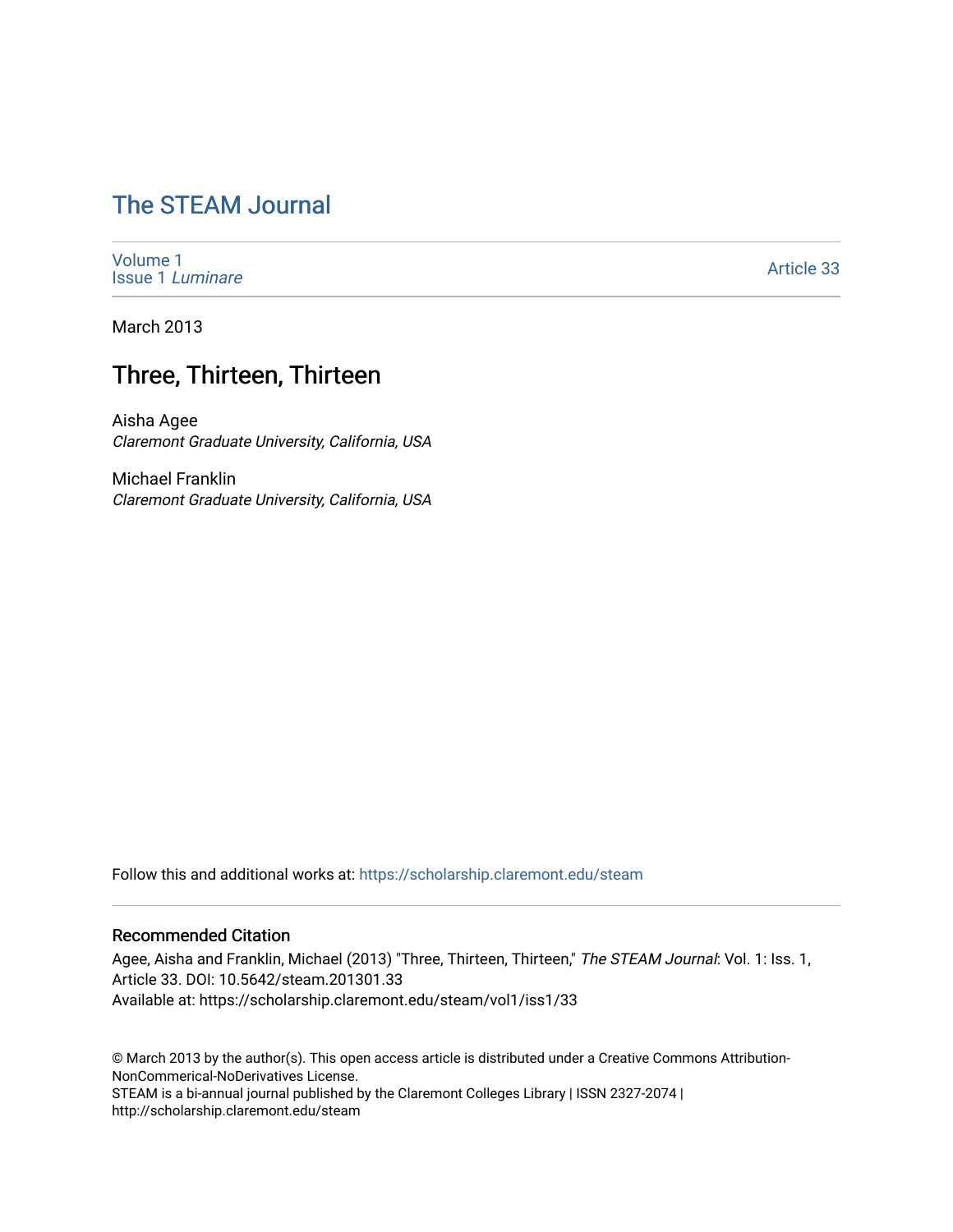# The STEAM Journal

Volume 1
Issue 1 *Luminare*

Article 33

March 2013

## Three, Thirteen, Thirteen

Aisha Agee
*Claremont Graduate University, California, USA*

Michael Franklin
*Claremont Graduate University, California, USA*

Follow this and additional works at: https://scholarship.claremont.edu/steam

### Recommended Citation

Agee, Aisha and Franklin, Michael (2013) "Three, Thirteen, Thirteen," *The STEAM Journal*: Vol. 1: Iss. 1, Article 33. DOI: 10.5642/steam.201301.33
Available at: https://scholarship.claremont.edu/steam/vol1/iss1/33

© March 2013 by the author(s). This open access article is distributed under a Creative Commons Attribution-NonCommerical-NoDerivatives License.
STEAM is a bi-annual journal published by the Claremont Colleges Library | ISSN 2327-2074 | http://scholarship.claremont.edu/steam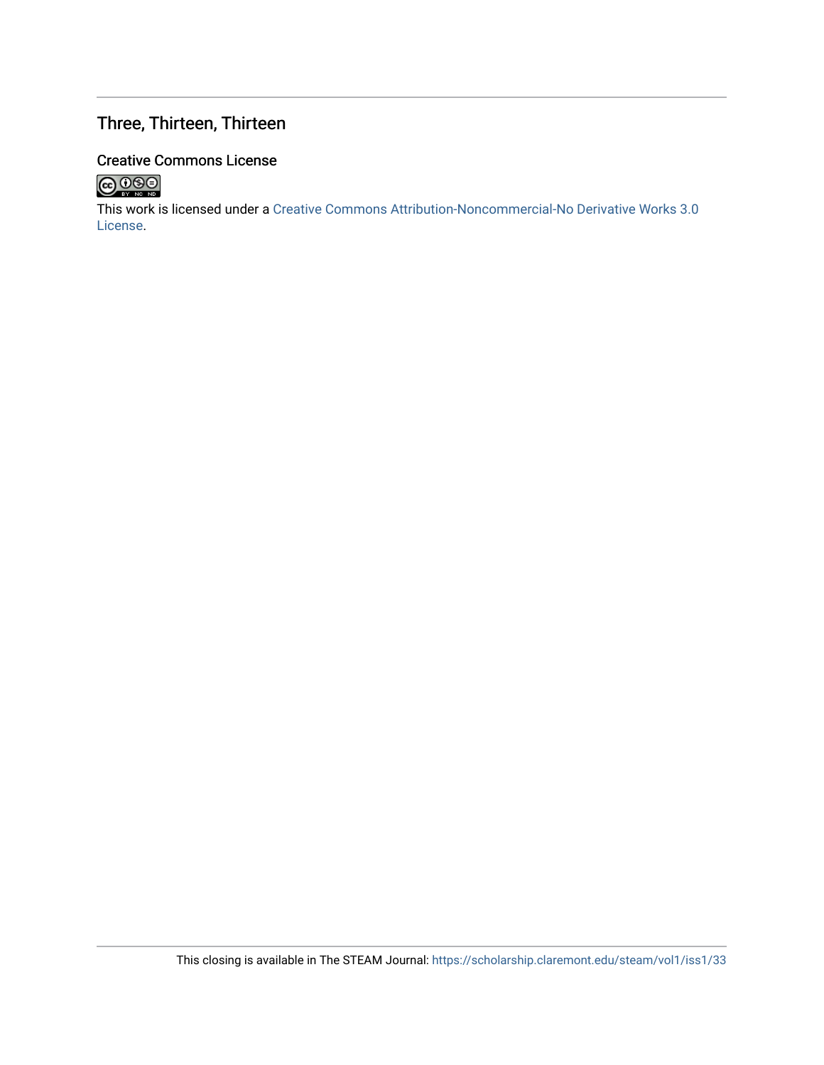## Three, Thirteen, Thirteen

### Creative Commons License

This work is licensed under a Creative Commons Attribution-Noncommercial-No Derivative Works 3.0 License.

This closing is available in The STEAM Journal: https://scholarship.claremont.edu/steam/vol1/iss1/33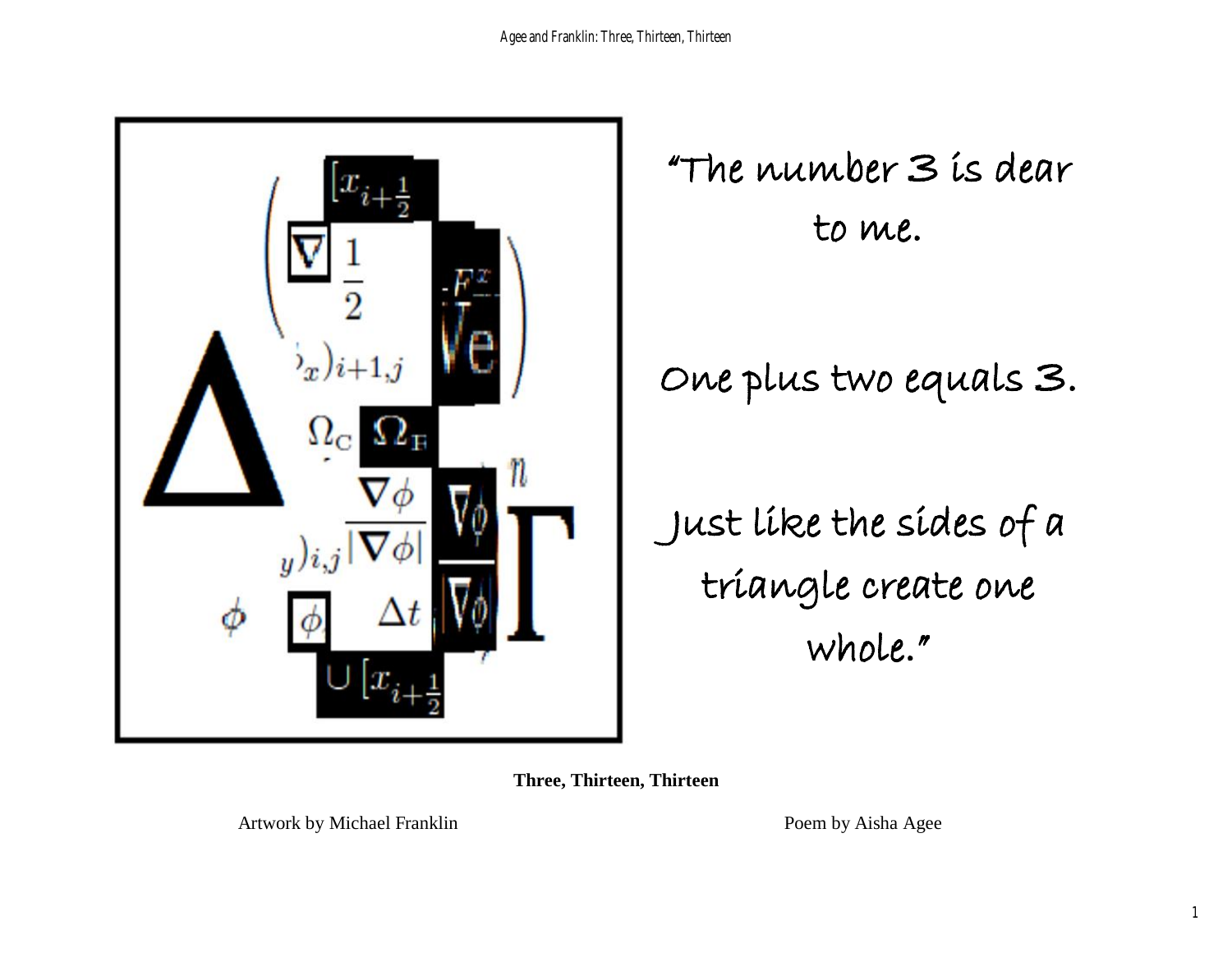"The number 3 is dear to me.

One plus two equals 3.

Just like the sides of a triangle create one whole."

**Three, Thirteen, Thirteen**

Artwork by Michael Franklin

Poem by Aisha Agee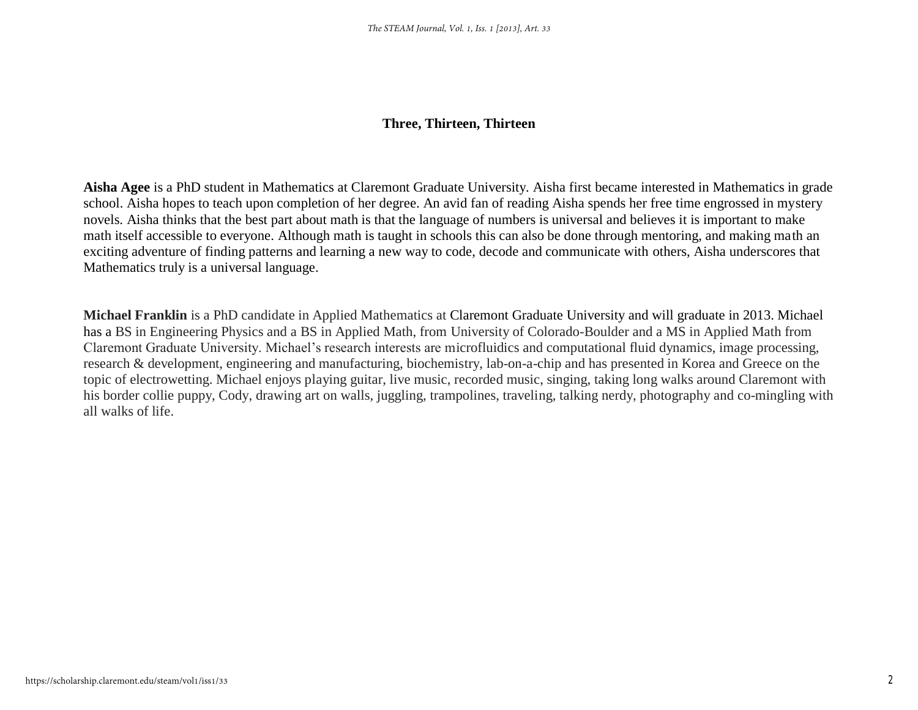**Three, Thirteen, Thirteen**

**Aisha Agee** is a PhD student in Mathematics at Claremont Graduate University. Aisha first became interested in Mathematics in grade school. Aisha hopes to teach upon completion of her degree. An avid fan of reading Aisha spends her free time engrossed in mystery novels. Aisha thinks that the best part about math is that the language of numbers is universal and believes it is important to make math itself accessible to everyone. Although math is taught in schools this can also be done through mentoring, and making math an exciting adventure of finding patterns and learning a new way to code, decode and communicate with others, Aisha underscores that Mathematics truly is a universal language.

**Michael Franklin** is a PhD candidate in Applied Mathematics at Claremont Graduate University and will graduate in 2013. Michael has a BS in Engineering Physics and a BS in Applied Math, from University of Colorado-Boulder and a MS in Applied Math from Claremont Graduate University. Michael's research interests are microfluidics and computational fluid dynamics, image processing, research & development, engineering and manufacturing, biochemistry, lab-on-a-chip and has presented in Korea and Greece on the topic of electrowetting. Michael enjoys playing guitar, live music, recorded music, singing, taking long walks around Claremont with his border collie puppy, Cody, drawing art on walls, juggling, trampolines, traveling, talking nerdy, photography and co-mingling with all walks of life.